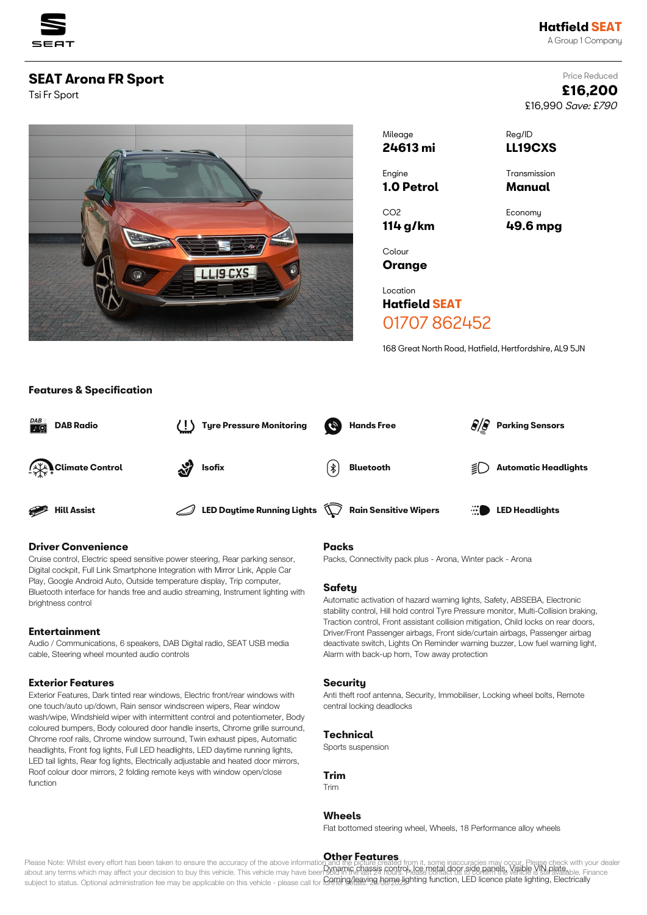Hatfield SEAT
A Group 1 Company

# SEAT Arona FR Sport

Tsi Fr Sport

Price Reduced
**£16,200**
£16,990 *Save: £790*

| | |
|---|---|
| Mileage **24613 mi** | Reg/ID **LL19CXS** |
| Engine **1.0 Petrol** | Transmission **Manual** |
| CO2 **114 g/km** | Economy **49.6 mpg** |
| Colour **Orange** | |

Location
**Hatfield SEAT**
01707 862452

168 Great North Road, Hatfield, Hertfordshire, AL9 5JN

## Features & Specification

- **DAB Radio**
- **Tyre Pressure Monitoring**
- **Hands Free**
- **Parking Sensors**
- **Climate Control**
- **Isofix**
- **Bluetooth**
- **Automatic Headlights**
- **Hill Assist**
- **LED Daytime Running Lights**
- **Rain Sensitive Wipers**
- **LED Headlights**

### Driver Convenience

Cruise control, Electric speed sensitive power steering, Rear parking sensor, Digital cockpit, Full Link Smartphone Integration with Mirror Link, Apple Car Play, Google Android Auto, Outside temperature display, Trip computer, Bluetooth interface for hands free and audio streaming, Instrument lighting with brightness control

### Entertainment

Audio / Communications, 6 speakers, DAB Digital radio, SEAT USB media cable, Steering wheel mounted audio controls

### Exterior Features

Exterior Features, Dark tinted rear windows, Electric front/rear windows with one touch/auto up/down, Rain sensor windscreen wipers, Rear window wash/wipe, Windshield wiper with intermittent control and potentiometer, Body coloured bumpers, Body coloured door handle inserts, Chrome grille surround, Chrome roof rails, Chrome window surround, Twin exhaust pipes, Automatic headlights, Front fog lights, Full LED headlights, LED daytime running lights, LED tail lights, Rear fog lights, Electrically adjustable and heated door mirrors, Roof colour door mirrors, 2 folding remote keys with window open/close function

### Packs

Packs, Connectivity pack plus - Arona, Winter pack - Arona

### Safety

Automatic activation of hazard warning lights, Safety, ABSEBA, Electronic stability control, Hill hold control Tyre Pressure monitor, Multi-Collision braking, Traction control, Front assistant collision mitigation, Child locks on rear doors, Driver/Front Passenger airbags, Front side/curtain airbags, Passenger airbag deactivate switch, Lights On Reminder warning buzzer, Low fuel warning light, Alarm with back-up horn, Tow away protection

### Security

Anti theft roof antenna, Security, Immobiliser, Locking wheel bolts, Remote central locking deadlocks

### Technical

Sports suspension

### Trim

Trim

### Wheels

Flat bottomed steering wheel, Wheels, 18 Performance alloy wheels

### Other Features

Dynamic chassis control, Ice metal door side panels, Visible VIN plate, Coming/leaving home lighting function, LED licence plate lighting, Electrically

Please Note: Whilst every effort has been taken to ensure the accuracy of the above information and the picture created from it, some inaccuracies may occur. Please check with your dealer about any terms which may affect your decision to buy this vehicle. This vehicle may have been sold in the last 24 hours. Please contact us to confirm the vehicle is still available. Finance subject to status. Optional administration fee may be applicable on this vehicle - please call for further details. 28/06/2022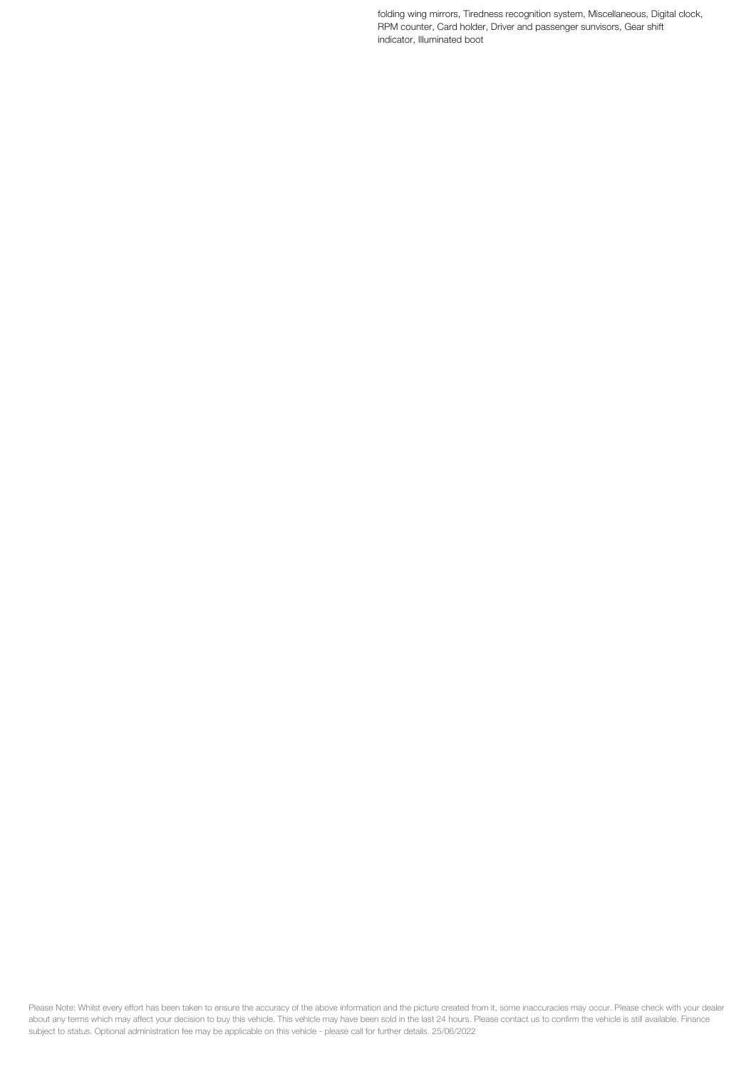folding wing mirrors, Tiredness recognition system, Miscellaneous, Digital clock, RPM counter, Card holder, Driver and passenger sunvisors, Gear shift indicator, Illuminated boot

Please Note: Whilst every effort has been taken to ensure the accuracy of the above information and the picture created from it, some inaccuracies may occur. Please check with your dealer about any terms which may affect your decision to buy this vehicle. This vehicle may have been sold in the last 24 hours. Please contact us to confirm the vehicle is still available. Finance subject to status. Optional administration fee may be applicable on this vehicle - please call for further details. 25/06/2022